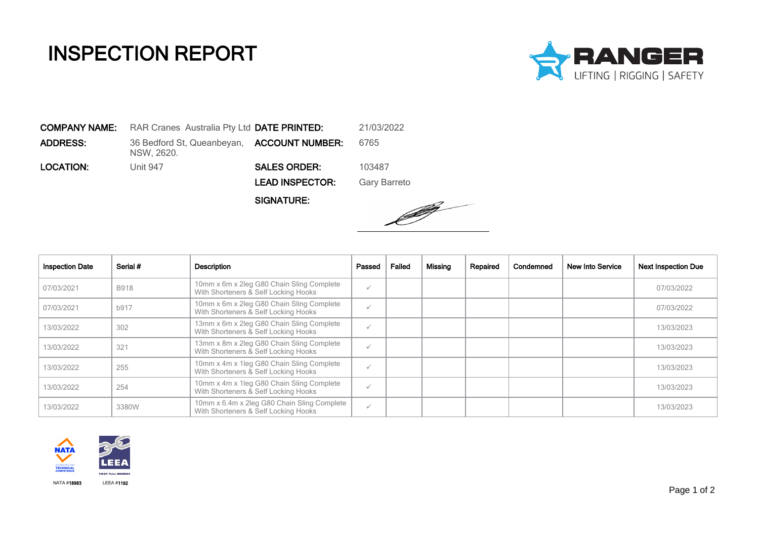# INSPECTION REPORT

RANGER
LIFTING | RIGGING | SAFETY

| | | | |
|---|---|---|---|
| **COMPANY NAME:** | RAR Cranes Australia Pty Ltd | **DATE PRINTED:** | 21/03/2022 |
| **ADDRESS:** | 36 Bedford St, Queanbeyan, NSW, 2620. | **ACCOUNT NUMBER:** | 6765 |
| **LOCATION:** | Unit 947 | **SALES ORDER:** | 103487 |
| | | **LEAD INSPECTOR:** | Gary Barreto |
| | | **SIGNATURE:** | |

| Inspection Date | Serial # | Description | Passed | Failed | Missing | Repaired | Condemned | New Into Service | Next Inspection Due |
|---|---|---|---|---|---|---|---|---|---|
| 07/03/2021 | B918 | 10mm x 6m x 2leg G80 Chain Sling Complete With Shorteners & Self Locking Hooks | ✓ | | | | | | 07/03/2022 |
| 07/03/2021 | b917 | 10mm x 6m x 2leg G80 Chain Sling Complete With Shorteners & Self Locking Hooks | ✓ | | | | | | 07/03/2022 |
| 13/03/2022 | 302 | 13mm x 6m x 2leg G80 Chain Sling Complete With Shorteners & Self Locking Hooks | ✓ | | | | | | 13/03/2023 |
| 13/03/2022 | 321 | 13mm x 8m x 2leg G80 Chain Sling Complete With Shorteners & Self Locking Hooks | ✓ | | | | | | 13/03/2023 |
| 13/03/2022 | 255 | 10mm x 4m x 1leg G80 Chain Sling Complete With Shorteners & Self Locking Hooks | ✓ | | | | | | 13/03/2023 |
| 13/03/2022 | 254 | 10mm x 4m x 1leg G80 Chain Sling Complete With Shorteners & Self Locking Hooks | ✓ | | | | | | 13/03/2023 |
| 13/03/2022 | 3380W | 10mm x 6.4m x 2leg G80 Chain Sling Complete With Shorteners & Self Locking Hooks | ✓ | | | | | | 13/03/2023 |

NATA #18983 LEEA #1192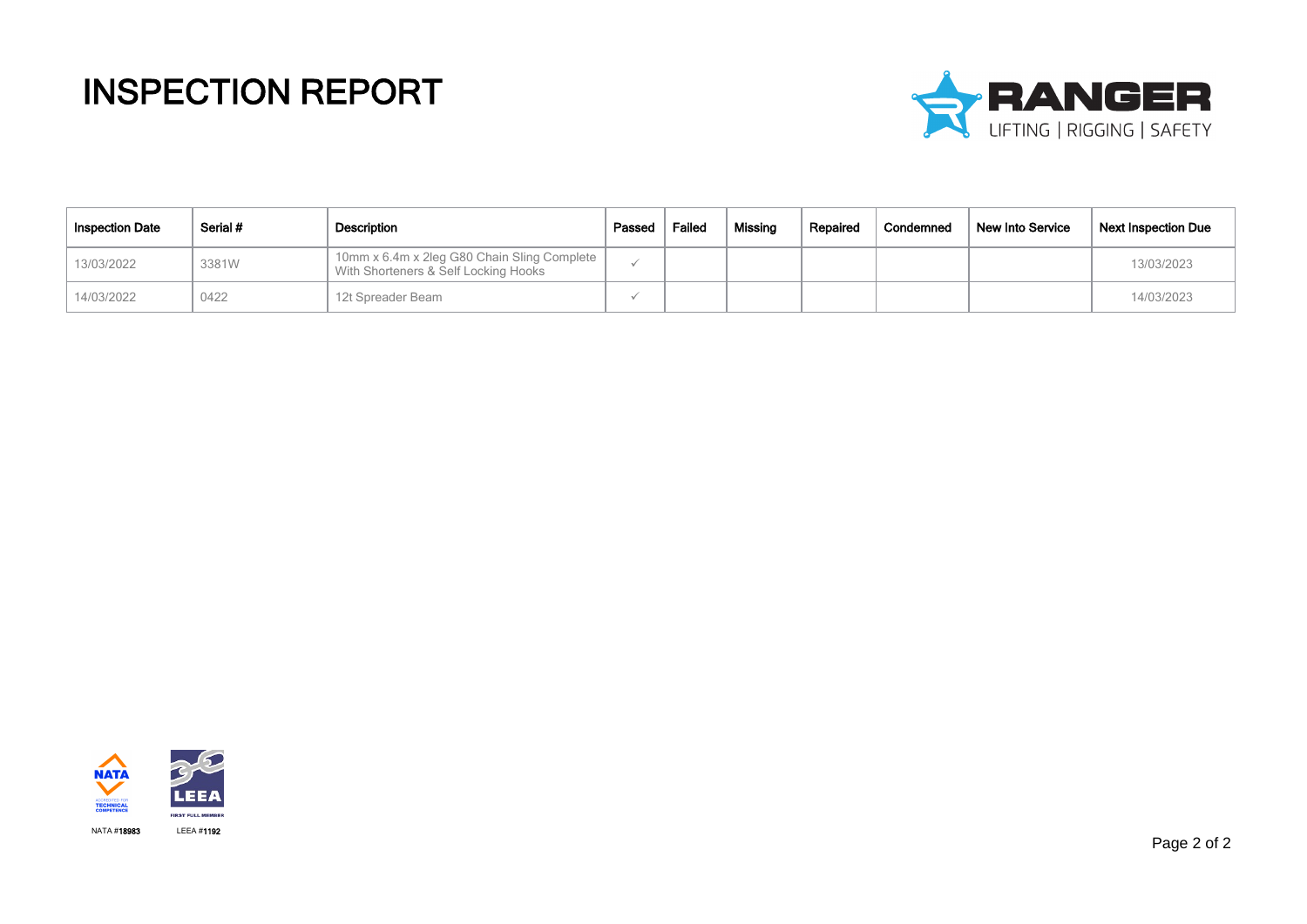# INSPECTION REPORT

RANGER
LIFTING | RIGGING | SAFETY

| Inspection Date | Serial # | Description | Passed | Failed | Missing | Repaired | Condemned | New Into Service | Next Inspection Due |
|---|---|---|---|---|---|---|---|---|---|
| 13/03/2022 | 3381W | 10mm x 6.4m x 2leg G80 Chain Sling Complete With Shorteners & Self Locking Hooks | ✓ | | | | | | 13/03/2023 |
| 14/03/2022 | 0422 | 12t Spreader Beam | ✓ | | | | | | 14/03/2023 |

NATA ACCREDITED FOR TECHNICAL COMPETENCE

LEEA FIRST FULL MEMBER

NATA #**18983**

LEEA #**1192**